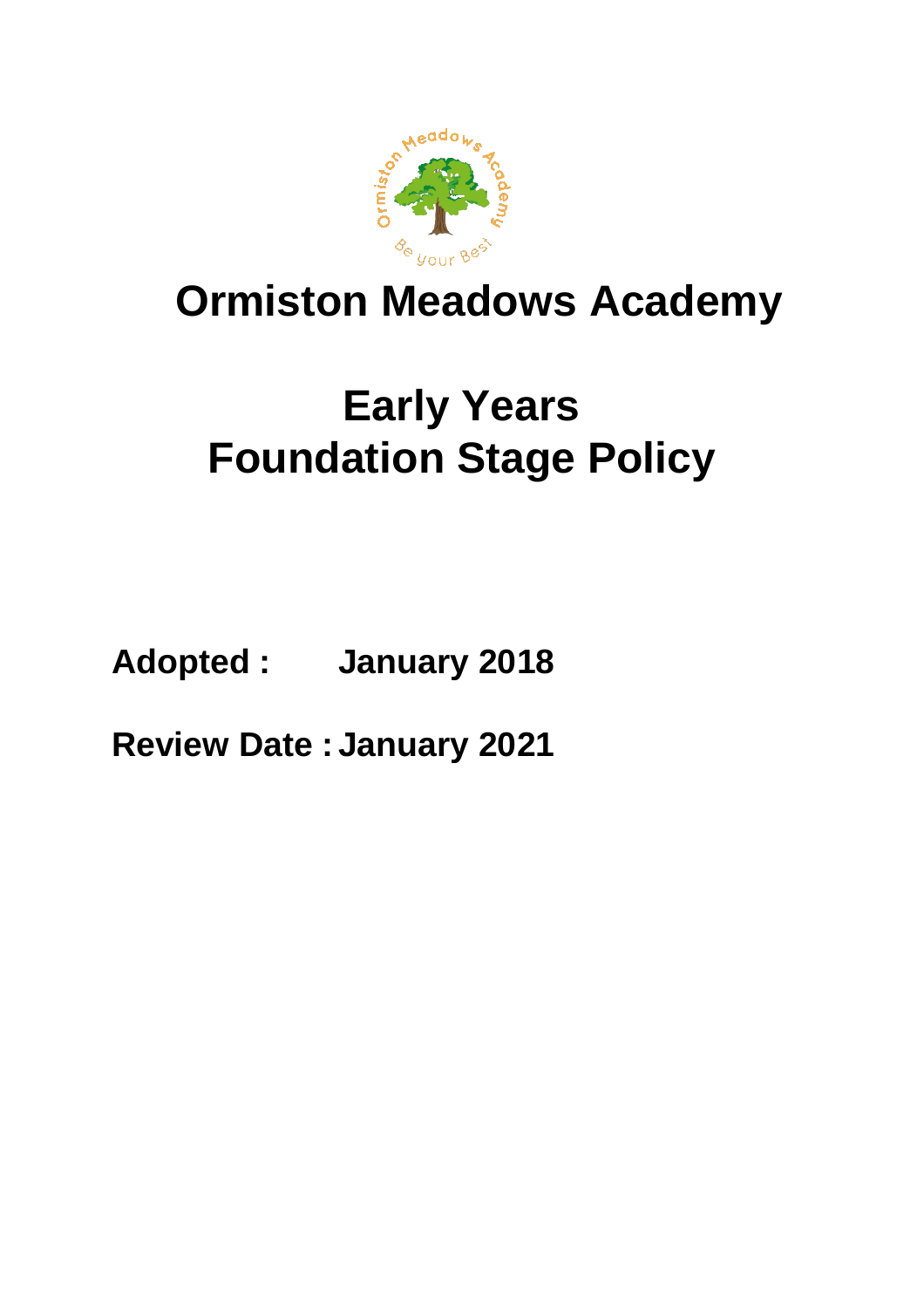# Ormiston Meadows Academy

# Early Years Foundation Stage Policy

**Adopted :** **January 2018**

**Review Date :** **January 2021**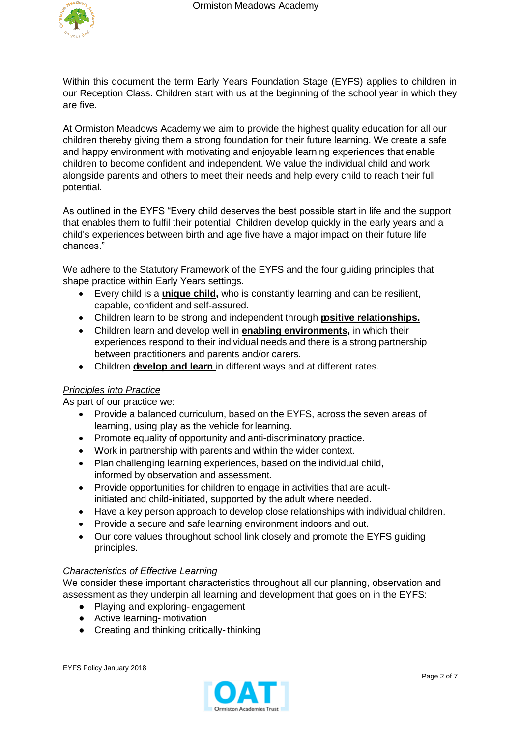Within this document the term Early Years Foundation Stage (EYFS) applies to children in our Reception Class. Children start with us at the beginning of the school year in which they are five.

At Ormiston Meadows Academy we aim to provide the highest quality education for all our children thereby giving them a strong foundation for their future learning. We create a safe and happy environment with motivating and enjoyable learning experiences that enable children to become confident and independent. We value the individual child and work alongside parents and others to meet their needs and help every child to reach their full potential.

As outlined in the EYFS "Every child deserves the best possible start in life and the support that enables them to fulfil their potential. Children develop quickly in the early years and a child's experiences between birth and age five have a major impact on their future life chances."

We adhere to the Statutory Framework of the EYFS and the four guiding principles that shape practice within Early Years settings.

- Every child is a **unique child,** who is constantly learning and can be resilient, capable, confident and self-assured.
- Children learn to be strong and independent through **positive relationships.**
- Children learn and develop well in **enabling environments,** in which their experiences respond to their individual needs and there is a strong partnership between practitioners and parents and/or carers.
- Children **develop and learn** in different ways and at different rates.

*Principles into Practice*

As part of our practice we:

- Provide a balanced curriculum, based on the EYFS, across the seven areas of learning, using play as the vehicle for learning.
- Promote equality of opportunity and anti-discriminatory practice.
- Work in partnership with parents and within the wider context.
- Plan challenging learning experiences, based on the individual child, informed by observation and assessment.
- Provide opportunities for children to engage in activities that are adult-initiated and child-initiated, supported by the adult where needed.
- Have a key person approach to develop close relationships with individual children.
- Provide a secure and safe learning environment indoors and out.
- Our core values throughout school link closely and promote the EYFS guiding principles.

*Characteristics of Effective Learning*

We consider these important characteristics throughout all our planning, observation and assessment as they underpin all learning and development that goes on in the EYFS:

- Playing and exploring- engagement
- Active learning- motivation
- Creating and thinking critically- thinking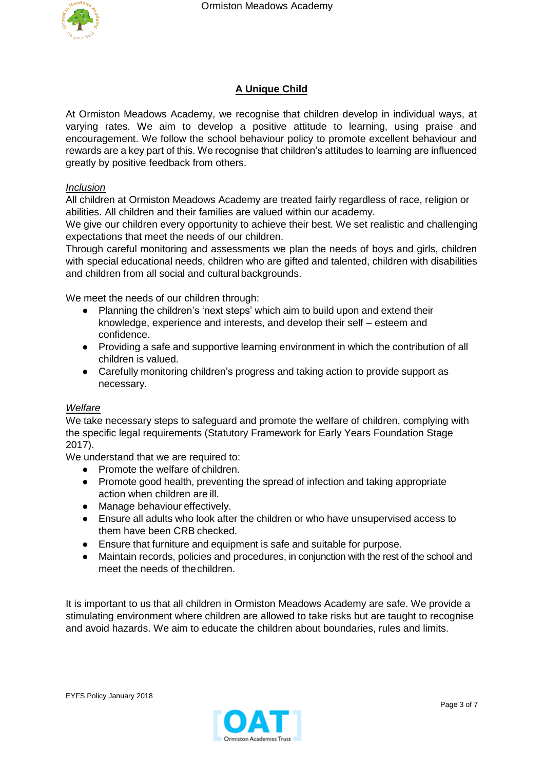## A Unique Child

At Ormiston Meadows Academy, we recognise that children develop in individual ways, at varying rates. We aim to develop a positive attitude to learning, using praise and encouragement. We follow the school behaviour policy to promote excellent behaviour and rewards are a key part of this. We recognise that children's attitudes to learning are influenced greatly by positive feedback from others.

### *Inclusion*

All children at Ormiston Meadows Academy are treated fairly regardless of race, religion or abilities. All children and their families are valued within our academy.

We give our children every opportunity to achieve their best. We set realistic and challenging expectations that meet the needs of our children.

Through careful monitoring and assessments we plan the needs of boys and girls, children with special educational needs, children who are gifted and talented, children with disabilities and children from all social and cultural backgrounds.

We meet the needs of our children through:

- Planning the children's 'next steps' which aim to build upon and extend their knowledge, experience and interests, and develop their self – esteem and confidence.
- Providing a safe and supportive learning environment in which the contribution of all children is valued.
- Carefully monitoring children's progress and taking action to provide support as necessary.

### *Welfare*

We take necessary steps to safeguard and promote the welfare of children, complying with the specific legal requirements (Statutory Framework for Early Years Foundation Stage 2017).

We understand that we are required to:

- Promote the welfare of children.
- Promote good health, preventing the spread of infection and taking appropriate action when children are ill.
- Manage behaviour effectively.
- Ensure all adults who look after the children or who have unsupervised access to them have been CRB checked.
- Ensure that furniture and equipment is safe and suitable for purpose.
- Maintain records, policies and procedures, in conjunction with the rest of the school and meet the needs of the children.

It is important to us that all children in Ormiston Meadows Academy are safe. We provide a stimulating environment where children are allowed to take risks but are taught to recognise and avoid hazards. We aim to educate the children about boundaries, rules and limits.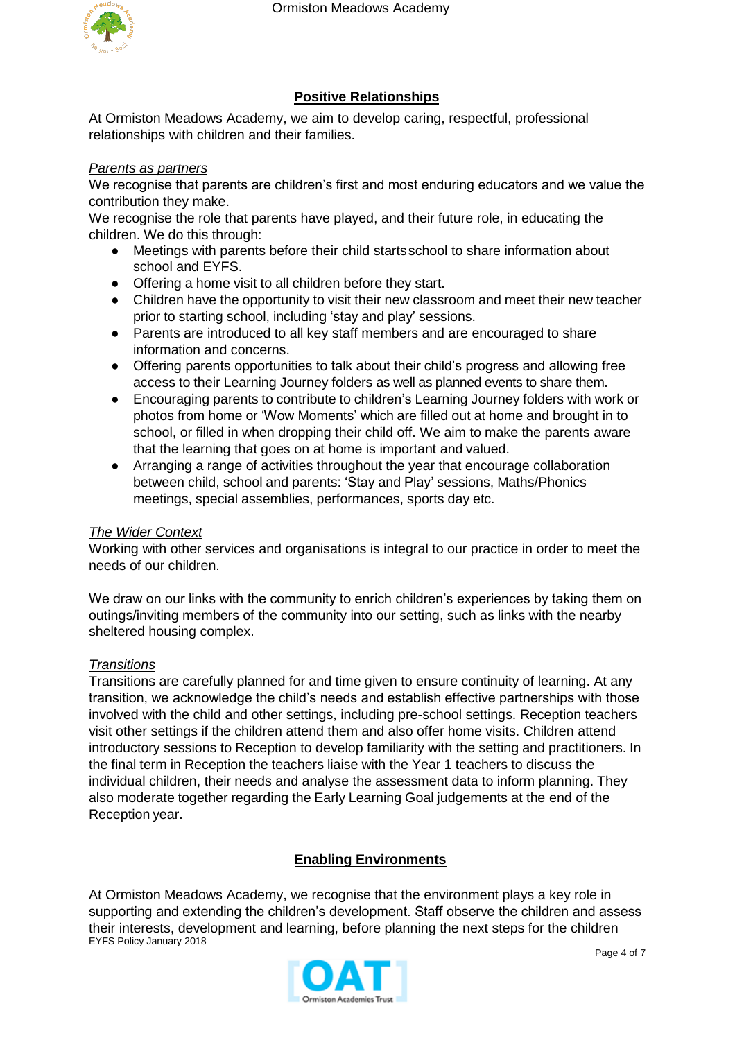## Positive Relationships

At Ormiston Meadows Academy, we aim to develop caring, respectful, professional relationships with children and their families.

*Parents as partners*

We recognise that parents are children's first and most enduring educators and we value the contribution they make.

We recognise the role that parents have played, and their future role, in educating the children. We do this through:

- Meetings with parents before their child starts school to share information about school and EYFS.
- Offering a home visit to all children before they start.
- Children have the opportunity to visit their new classroom and meet their new teacher prior to starting school, including 'stay and play' sessions.
- Parents are introduced to all key staff members and are encouraged to share information and concerns.
- Offering parents opportunities to talk about their child's progress and allowing free access to their Learning Journey folders as well as planned events to share them.
- Encouraging parents to contribute to children's Learning Journey folders with work or photos from home or 'Wow Moments' which are filled out at home and brought in to school, or filled in when dropping their child off. We aim to make the parents aware that the learning that goes on at home is important and valued.
- Arranging a range of activities throughout the year that encourage collaboration between child, school and parents: 'Stay and Play' sessions, Maths/Phonics meetings, special assemblies, performances, sports day etc.

*The Wider Context*

Working with other services and organisations is integral to our practice in order to meet the needs of our children.

We draw on our links with the community to enrich children's experiences by taking them on outings/inviting members of the community into our setting, such as links with the nearby sheltered housing complex.

*Transitions*

Transitions are carefully planned for and time given to ensure continuity of learning. At any transition, we acknowledge the child's needs and establish effective partnerships with those involved with the child and other settings, including pre-school settings. Reception teachers visit other settings if the children attend them and also offer home visits. Children attend introductory sessions to Reception to develop familiarity with the setting and practitioners. In the final term in Reception the teachers liaise with the Year 1 teachers to discuss the individual children, their needs and analyse the assessment data to inform planning. They also moderate together regarding the Early Learning Goal judgements at the end of the Reception year.

## Enabling Environments

At Ormiston Meadows Academy, we recognise that the environment plays a key role in supporting and extending the children's development. Staff observe the children and assess their interests, development and learning, before planning the next steps for the children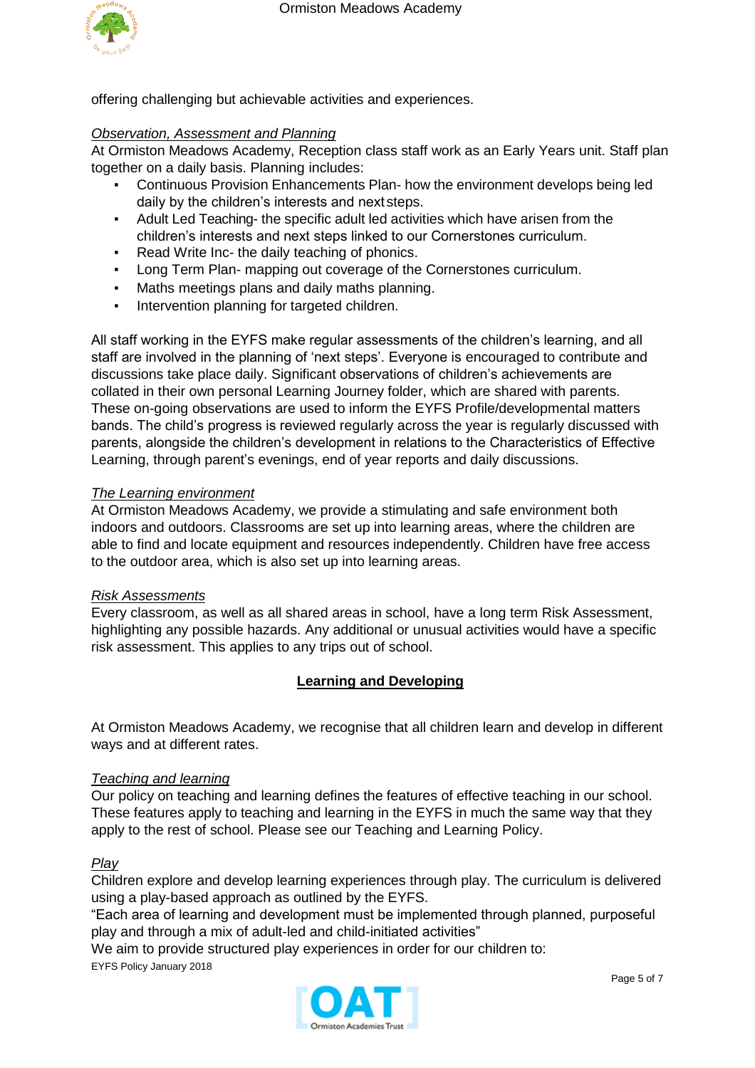offering challenging but achievable activities and experiences.

*Observation, Assessment and Planning*

At Ormiston Meadows Academy, Reception class staff work as an Early Years unit. Staff plan together on a daily basis. Planning includes:

- Continuous Provision Enhancements Plan- how the environment develops being led daily by the children's interests and next steps.
- Adult Led Teaching- the specific adult led activities which have arisen from the children's interests and next steps linked to our Cornerstones curriculum.
- Read Write Inc- the daily teaching of phonics.
- Long Term Plan- mapping out coverage of the Cornerstones curriculum.
- Maths meetings plans and daily maths planning.
- Intervention planning for targeted children.

All staff working in the EYFS make regular assessments of the children's learning, and all staff are involved in the planning of 'next steps'. Everyone is encouraged to contribute and discussions take place daily. Significant observations of children's achievements are collated in their own personal Learning Journey folder, which are shared with parents. These on-going observations are used to inform the EYFS Profile/developmental matters bands. The child's progress is reviewed regularly across the year is regularly discussed with parents, alongside the children's development in relations to the Characteristics of Effective Learning, through parent's evenings, end of year reports and daily discussions.

*The Learning environment*

At Ormiston Meadows Academy, we provide a stimulating and safe environment both indoors and outdoors. Classrooms are set up into learning areas, where the children are able to find and locate equipment and resources independently. Children have free access to the outdoor area, which is also set up into learning areas.

*Risk Assessments*

Every classroom, as well as all shared areas in school, have a long term Risk Assessment, highlighting any possible hazards. Any additional or unusual activities would have a specific risk assessment. This applies to any trips out of school.

## Learning and Developing

At Ormiston Meadows Academy, we recognise that all children learn and develop in different ways and at different rates.

*Teaching and learning*

Our policy on teaching and learning defines the features of effective teaching in our school. These features apply to teaching and learning in the EYFS in much the same way that they apply to the rest of school. Please see our Teaching and Learning Policy.

*Play*

Children explore and develop learning experiences through play. The curriculum is delivered using a play-based approach as outlined by the EYFS.

"Each area of learning and development must be implemented through planned, purposeful play and through a mix of adult-led and child-initiated activities"

We aim to provide structured play experiences in order for our children to: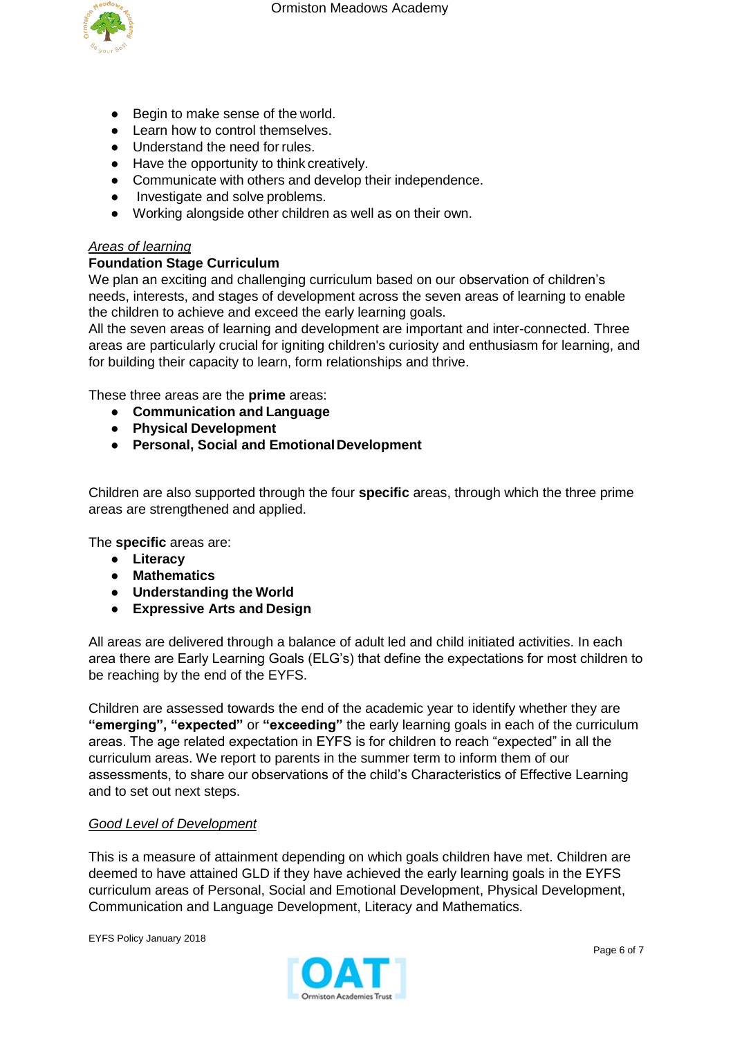- Begin to make sense of the world.
- Learn how to control themselves.
- Understand the need for rules.
- Have the opportunity to think creatively.
- Communicate with others and develop their independence.
- Investigate and solve problems.
- Working alongside other children as well as on their own.

*Areas of learning*

**Foundation Stage Curriculum**

We plan an exciting and challenging curriculum based on our observation of children's needs, interests, and stages of development across the seven areas of learning to enable the children to achieve and exceed the early learning goals.
All the seven areas of learning and development are important and inter-connected. Three areas are particularly crucial for igniting children's curiosity and enthusiasm for learning, and for building their capacity to learn, form relationships and thrive.

These three areas are the **prime** areas:

- **Communication and Language**
- **Physical Development**
- **Personal, Social and Emotional Development**

Children are also supported through the four **specific** areas, through which the three prime areas are strengthened and applied.

The **specific** areas are:

- **Literacy**
- **Mathematics**
- **Understanding the World**
- **Expressive Arts and Design**

All areas are delivered through a balance of adult led and child initiated activities. In each area there are Early Learning Goals (ELG's) that define the expectations for most children to be reaching by the end of the EYFS.

Children are assessed towards the end of the academic year to identify whether they are **"emerging", "expected"** or **"exceeding"** the early learning goals in each of the curriculum areas. The age related expectation in EYFS is for children to reach "expected" in all the curriculum areas. We report to parents in the summer term to inform them of our assessments, to share our observations of the child's Characteristics of Effective Learning and to set out next steps.

*Good Level of Development*

This is a measure of attainment depending on which goals children have met. Children are deemed to have attained GLD if they have achieved the early learning goals in the EYFS curriculum areas of Personal, Social and Emotional Development, Physical Development, Communication and Language Development, Literacy and Mathematics.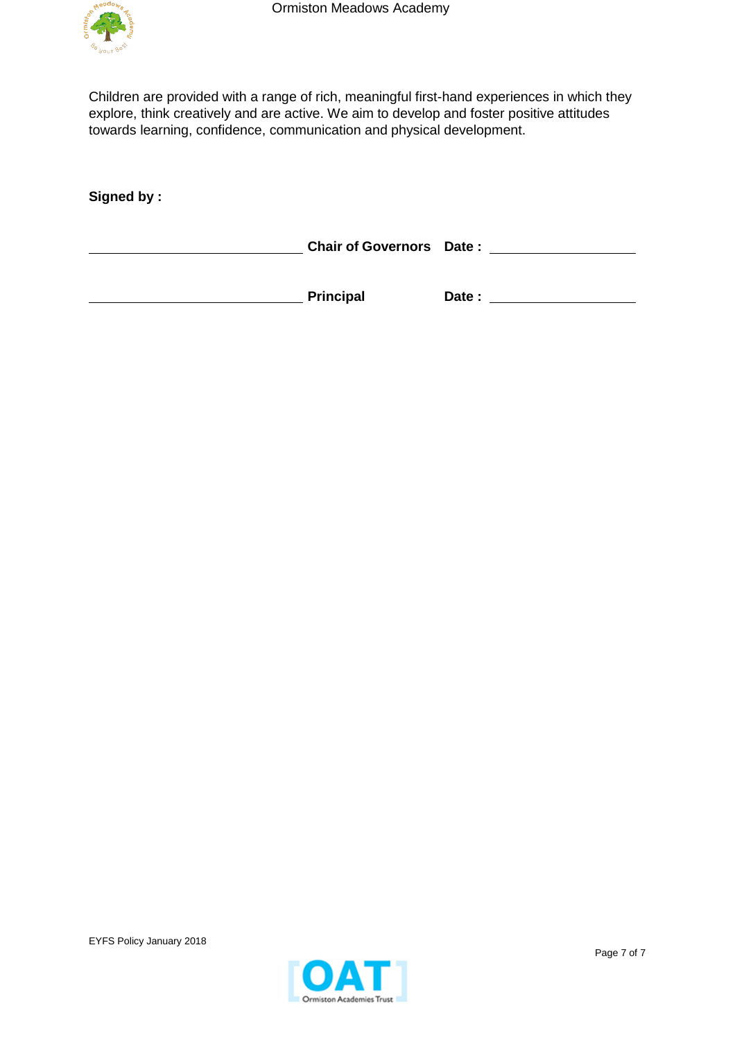Children are provided with a range of rich, meaningful first-hand experiences in which they explore, think creatively and are active. We aim to develop and foster positive attitudes towards learning, confidence, communication and physical development.

**Signed by :**

\_\_\_\_\_\_\_\_\_\_\_\_\_\_\_\_\_\_\_\_\_\_\_\_\_\_\_\_ **Chair of Governors** **Date :** \_\_\_\_\_\_\_\_\_\_\_\_\_\_\_\_\_\_\_\_

\_\_\_\_\_\_\_\_\_\_\_\_\_\_\_\_\_\_\_\_\_\_\_\_\_\_\_\_ **Principal** **Date :** \_\_\_\_\_\_\_\_\_\_\_\_\_\_\_\_\_\_\_\_